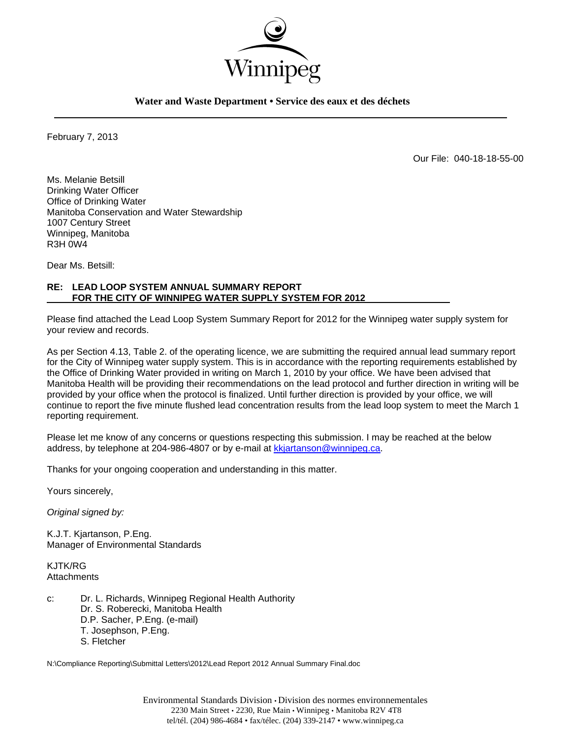Winnipeg

**Water and Waste Department • Service des eaux et des déchets**

---

February 7, 2013

Our File: 040-18-18-55-00

Ms. Melanie Betsill
Drinking Water Officer
Office of Drinking Water
Manitoba Conservation and Water Stewardship
1007 Century Street
Winnipeg, Manitoba
R3H 0W4

Dear Ms. Betsill:

**RE: LEAD LOOP SYSTEM ANNUAL SUMMARY REPORT**
**FOR THE CITY OF WINNIPEG WATER SUPPLY SYSTEM FOR 2012**

Please find attached the Lead Loop System Summary Report for 2012 for the Winnipeg water supply system for your review and records.

As per Section 4.13, Table 2. of the operating licence, we are submitting the required annual lead summary report for the City of Winnipeg water supply system. This is in accordance with the reporting requirements established by the Office of Drinking Water provided in writing on March 1, 2010 by your office. We have been advised that Manitoba Health will be providing their recommendations on the lead protocol and further direction in writing will be provided by your office when the protocol is finalized. Until further direction is provided by your office, we will continue to report the five minute flushed lead concentration results from the lead loop system to meet the March 1 reporting requirement.

Please let me know of any concerns or questions respecting this submission. I may be reached at the below address, by telephone at 204-986-4807 or by e-mail at kkjartanson@winnipeg.ca.

Thanks for your ongoing cooperation and understanding in this matter.

Yours sincerely,

*Original signed by:*

K.J.T. Kjartanson, P.Eng.
Manager of Environmental Standards

KJTK/RG
Attachments

c: Dr. L. Richards, Winnipeg Regional Health Authority
Dr. S. Roberecki, Manitoba Health
D.P. Sacher, P.Eng. (e-mail)
T. Josephson, P.Eng.
S. Fletcher

N:\Compliance Reporting\Submittal Letters\2012\Lead Report 2012 Annual Summary Final.doc

Environmental Standards Division • Division des normes environnementales
2230 Main Street • 2230, Rue Main • Winnipeg • Manitoba R2V 4T8
tel/tél. (204) 986-4684 • fax/télec. (204) 339-2147 • www.winnipeg.ca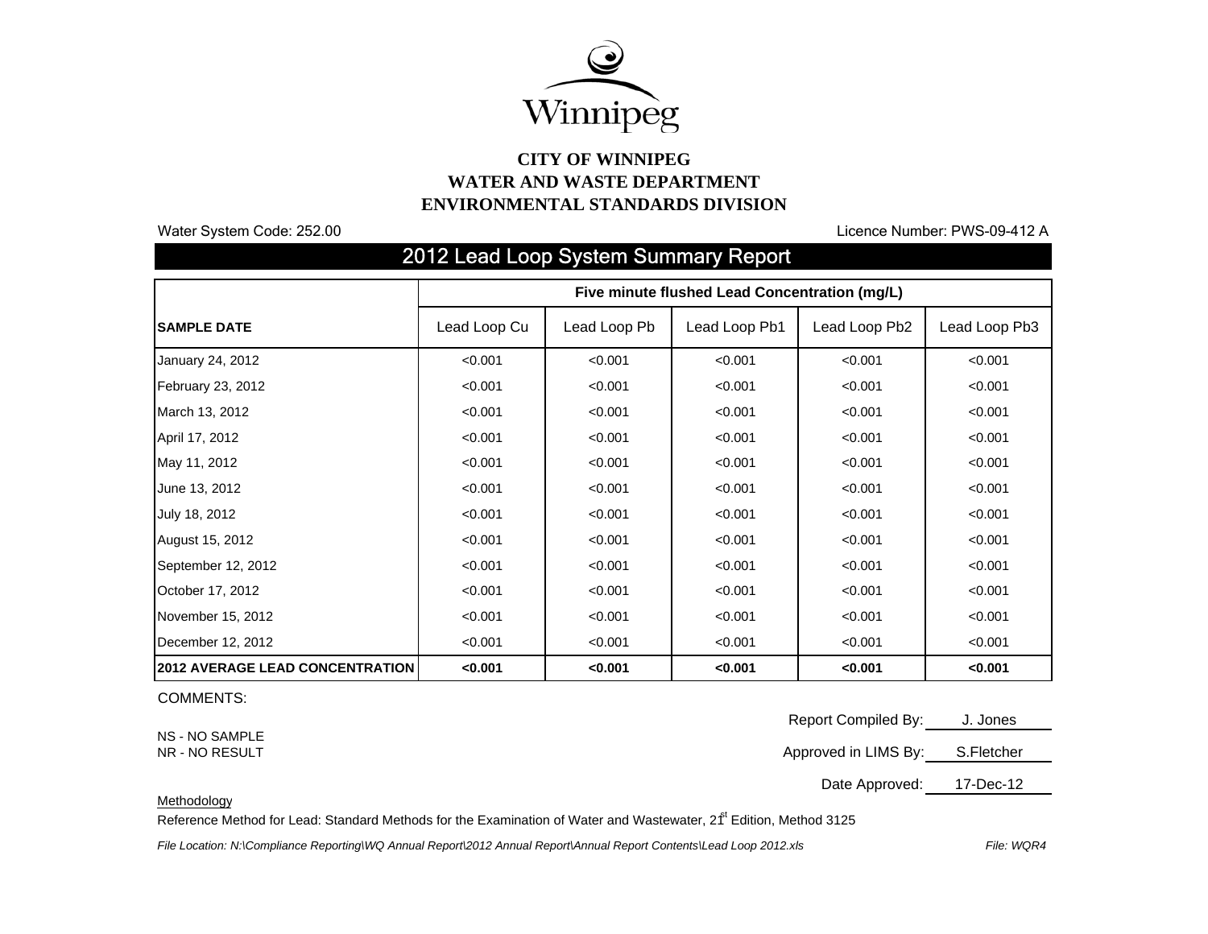Winnipeg

**CITY OF WINNIPEG**
**WATER AND WASTE DEPARTMENT**
**ENVIRONMENTAL STANDARDS DIVISION**

Water System Code: 252.00

Licence Number: PWS-09-412 A

## 2012 Lead Loop System Summary Report

| | Five minute flushed Lead Concentration (mg/L) | | | | |
|---|---|---|---|---|---|
| **SAMPLE DATE** | Lead Loop Cu | Lead Loop Pb | Lead Loop Pb1 | Lead Loop Pb2 | Lead Loop Pb3 |
| January 24, 2012 | <0.001 | <0.001 | <0.001 | <0.001 | <0.001 |
| February 23, 2012 | <0.001 | <0.001 | <0.001 | <0.001 | <0.001 |
| March 13, 2012 | <0.001 | <0.001 | <0.001 | <0.001 | <0.001 |
| April 17, 2012 | <0.001 | <0.001 | <0.001 | <0.001 | <0.001 |
| May 11, 2012 | <0.001 | <0.001 | <0.001 | <0.001 | <0.001 |
| June 13, 2012 | <0.001 | <0.001 | <0.001 | <0.001 | <0.001 |
| July 18, 2012 | <0.001 | <0.001 | <0.001 | <0.001 | <0.001 |
| August 15, 2012 | <0.001 | <0.001 | <0.001 | <0.001 | <0.001 |
| September 12, 2012 | <0.001 | <0.001 | <0.001 | <0.001 | <0.001 |
| October 17, 2012 | <0.001 | <0.001 | <0.001 | <0.001 | <0.001 |
| November 15, 2012 | <0.001 | <0.001 | <0.001 | <0.001 | <0.001 |
| December 12, 2012 | <0.001 | <0.001 | <0.001 | <0.001 | <0.001 |
| **2012 AVERAGE LEAD CONCENTRATION** | **<0.001** | **<0.001** | **<0.001** | **<0.001** | **<0.001** |

COMMENTS:

NS - NO SAMPLE
NR - NO RESULT

Report Compiled By: J. Jones

Approved in LIMS By: S.Fletcher

Date Approved: 17-Dec-12

Methodology

Reference Method for Lead: Standard Methods for the Examination of Water and Wastewater, 21st Edition, Method 3125

*File Location: N:\Compliance Reporting\WQ Annual Report\2012 Annual Report\Annual Report Contents\Lead Loop 2012.xls*

*File: WQR4*